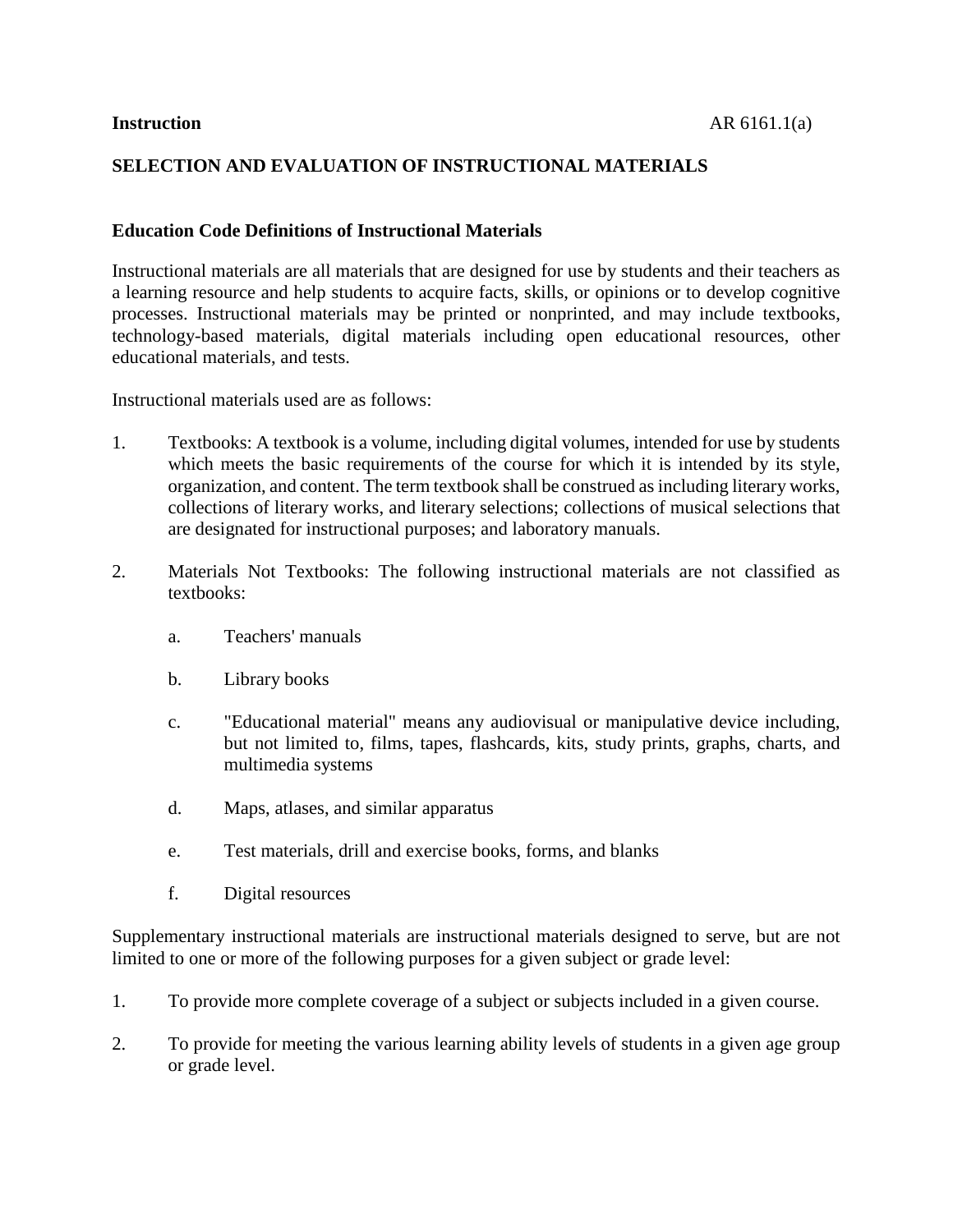**Instruction** AR 6161.1(a)

# SELECTION AND EVALUATION OF INSTRUCTIONAL MATERIALS

## Education Code Definitions of Instructional Materials

Instructional materials are all materials that are designed for use by students and their teachers as a learning resource and help students to acquire facts, skills, or opinions or to develop cognitive processes. Instructional materials may be printed or nonprinted, and may include textbooks, technology-based materials, digital materials including open educational resources, other educational materials, and tests.

Instructional materials used are as follows:

1. Textbooks: A textbook is a volume, including digital volumes, intended for use by students which meets the basic requirements of the course for which it is intended by its style, organization, and content. The term textbook shall be construed as including literary works, collections of literary works, and literary selections; collections of musical selections that are designated for instructional purposes; and laboratory manuals.

2. Materials Not Textbooks: The following instructional materials are not classified as textbooks:

   a. Teachers' manuals

   b. Library books

   c. "Educational material" means any audiovisual or manipulative device including, but not limited to, films, tapes, flashcards, kits, study prints, graphs, charts, and multimedia systems

   d. Maps, atlases, and similar apparatus

   e. Test materials, drill and exercise books, forms, and blanks

   f. Digital resources

Supplementary instructional materials are instructional materials designed to serve, but are not limited to one or more of the following purposes for a given subject or grade level:

1. To provide more complete coverage of a subject or subjects included in a given course.

2. To provide for meeting the various learning ability levels of students in a given age group or grade level.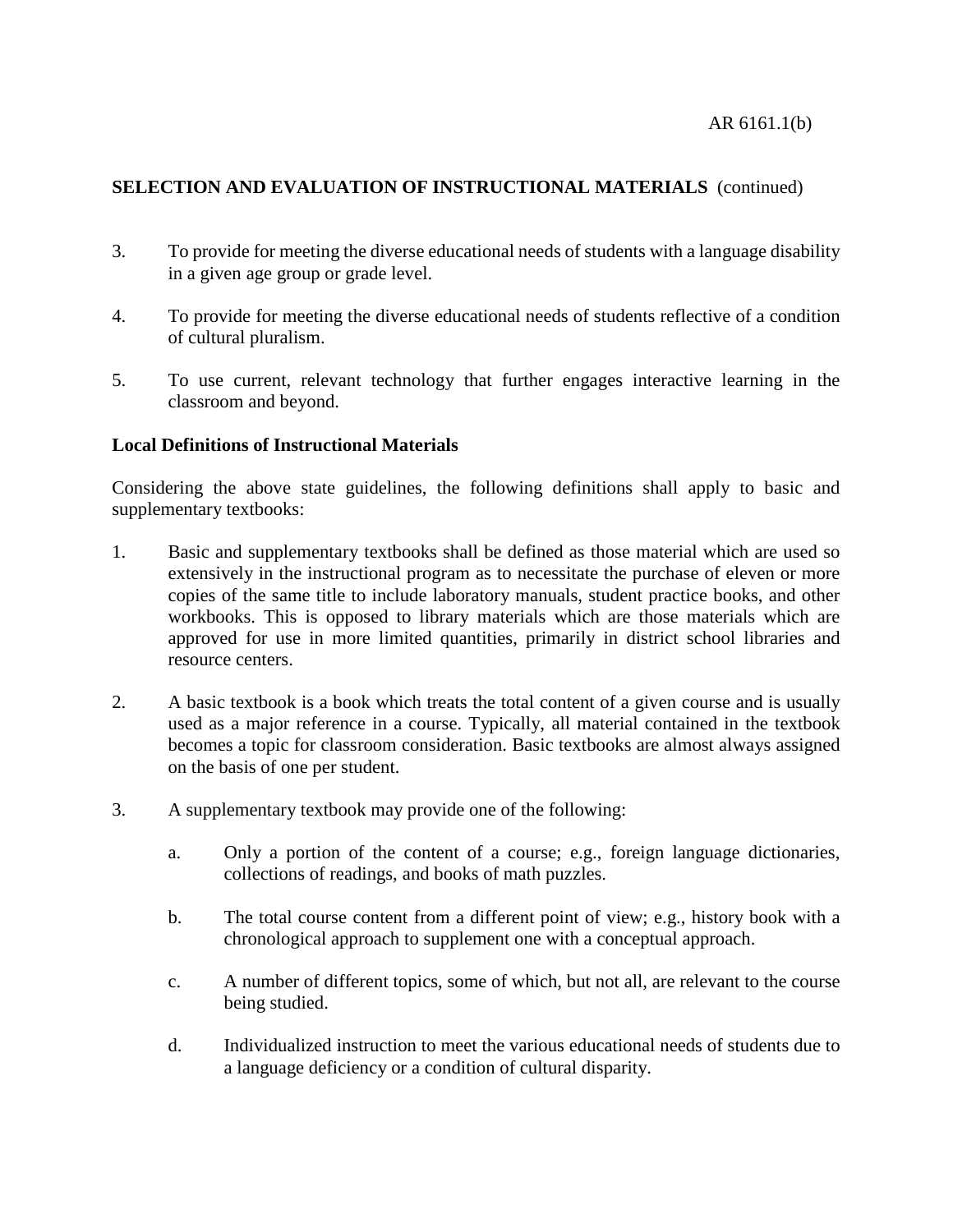**SELECTION AND EVALUATION OF INSTRUCTIONAL MATERIALS** (continued)

3. To provide for meeting the diverse educational needs of students with a language disability in a given age group or grade level.

4. To provide for meeting the diverse educational needs of students reflective of a condition of cultural pluralism.

5. To use current, relevant technology that further engages interactive learning in the classroom and beyond.

**Local Definitions of Instructional Materials**

Considering the above state guidelines, the following definitions shall apply to basic and supplementary textbooks:

1. Basic and supplementary textbooks shall be defined as those material which are used so extensively in the instructional program as to necessitate the purchase of eleven or more copies of the same title to include laboratory manuals, student practice books, and other workbooks. This is opposed to library materials which are those materials which are approved for use in more limited quantities, primarily in district school libraries and resource centers.

2. A basic textbook is a book which treats the total content of a given course and is usually used as a major reference in a course. Typically, all material contained in the textbook becomes a topic for classroom consideration. Basic textbooks are almost always assigned on the basis of one per student.

3. A supplementary textbook may provide one of the following:

   a. Only a portion of the content of a course; e.g., foreign language dictionaries, collections of readings, and books of math puzzles.

   b. The total course content from a different point of view; e.g., history book with a chronological approach to supplement one with a conceptual approach.

   c. A number of different topics, some of which, but not all, are relevant to the course being studied.

   d. Individualized instruction to meet the various educational needs of students due to a language deficiency or a condition of cultural disparity.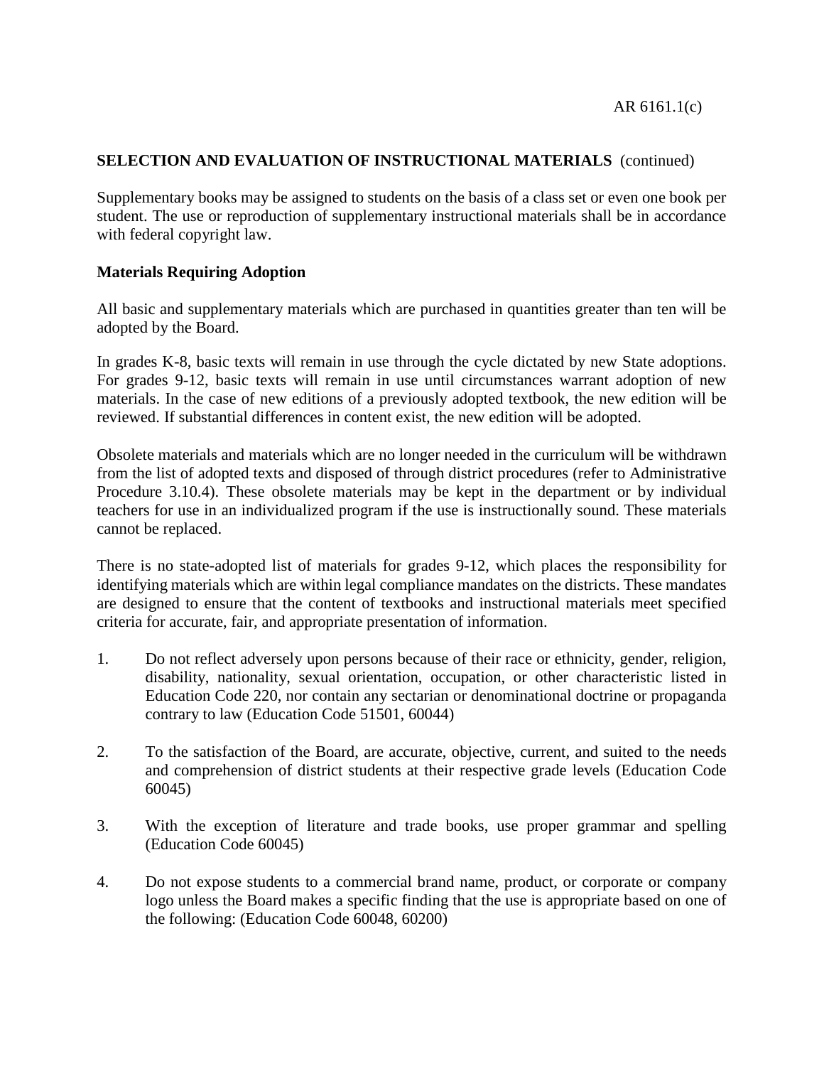**SELECTION AND EVALUATION OF INSTRUCTIONAL MATERIALS** (continued)

Supplementary books may be assigned to students on the basis of a class set or even one book per student. The use or reproduction of supplementary instructional materials shall be in accordance with federal copyright law.

**Materials Requiring Adoption**

All basic and supplementary materials which are purchased in quantities greater than ten will be adopted by the Board.

In grades K-8, basic texts will remain in use through the cycle dictated by new State adoptions. For grades 9-12, basic texts will remain in use until circumstances warrant adoption of new materials. In the case of new editions of a previously adopted textbook, the new edition will be reviewed. If substantial differences in content exist, the new edition will be adopted.

Obsolete materials and materials which are no longer needed in the curriculum will be withdrawn from the list of adopted texts and disposed of through district procedures (refer to Administrative Procedure 3.10.4). These obsolete materials may be kept in the department or by individual teachers for use in an individualized program if the use is instructionally sound. These materials cannot be replaced.

There is no state-adopted list of materials for grades 9-12, which places the responsibility for identifying materials which are within legal compliance mandates on the districts. These mandates are designed to ensure that the content of textbooks and instructional materials meet specified criteria for accurate, fair, and appropriate presentation of information.

1. Do not reflect adversely upon persons because of their race or ethnicity, gender, religion, disability, nationality, sexual orientation, occupation, or other characteristic listed in Education Code 220, nor contain any sectarian or denominational doctrine or propaganda contrary to law (Education Code 51501, 60044)

2. To the satisfaction of the Board, are accurate, objective, current, and suited to the needs and comprehension of district students at their respective grade levels (Education Code 60045)

3. With the exception of literature and trade books, use proper grammar and spelling (Education Code 60045)

4. Do not expose students to a commercial brand name, product, or corporate or company logo unless the Board makes a specific finding that the use is appropriate based on one of the following: (Education Code 60048, 60200)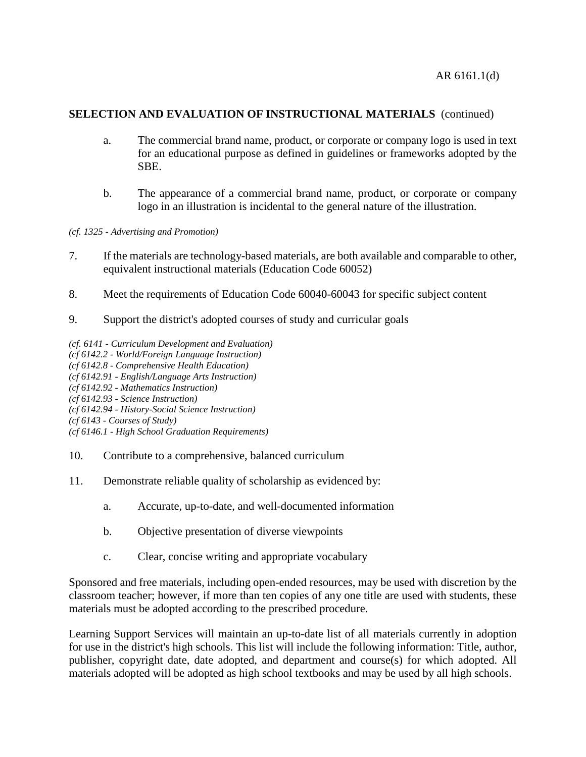**SELECTION AND EVALUATION OF INSTRUCTIONAL MATERIALS** (continued)

   a. The commercial brand name, product, or corporate or company logo is used in text for an educational purpose as defined in guidelines or frameworks adopted by the SBE.

   b. The appearance of a commercial brand name, product, or corporate or company logo in an illustration is incidental to the general nature of the illustration.

*(cf. 1325 - Advertising and Promotion)*

7. If the materials are technology-based materials, are both available and comparable to other, equivalent instructional materials (Education Code 60052)

8. Meet the requirements of Education Code 60040-60043 for specific subject content

9. Support the district's adopted courses of study and curricular goals

*(cf. 6141 - Curriculum Development and Evaluation)*
*(cf 6142.2 - World/Foreign Language Instruction)*
*(cf 6142.8 - Comprehensive Health Education)*
*(cf 6142.91 - English/Language Arts Instruction)*
*(cf 6142.92 - Mathematics Instruction)*
*(cf 6142.93 - Science Instruction)*
*(cf 6142.94 - History-Social Science Instruction)*
*(cf 6143 - Courses of Study)*
*(cf 6146.1 - High School Graduation Requirements)*

10. Contribute to a comprehensive, balanced curriculum

11. Demonstrate reliable quality of scholarship as evidenced by:

   a. Accurate, up-to-date, and well-documented information

   b. Objective presentation of diverse viewpoints

   c. Clear, concise writing and appropriate vocabulary

Sponsored and free materials, including open-ended resources, may be used with discretion by the classroom teacher; however, if more than ten copies of any one title are used with students, these materials must be adopted according to the prescribed procedure.

Learning Support Services will maintain an up-to-date list of all materials currently in adoption for use in the district's high schools. This list will include the following information: Title, author, publisher, copyright date, date adopted, and department and course(s) for which adopted. All materials adopted will be adopted as high school textbooks and may be used by all high schools.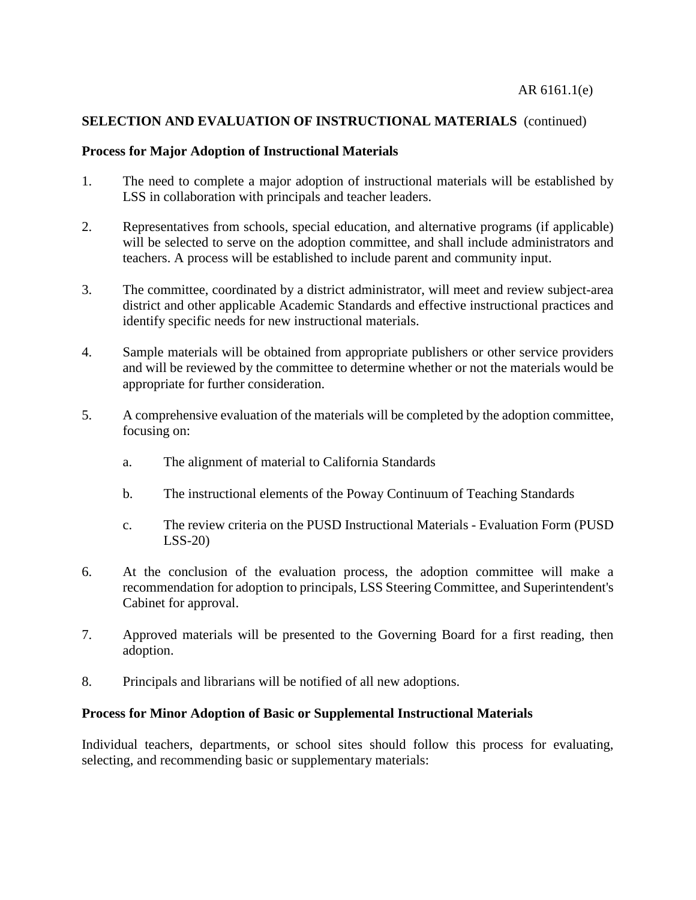**SELECTION AND EVALUATION OF INSTRUCTIONAL MATERIALS** (continued)

**Process for Major Adoption of Instructional Materials**

1. The need to complete a major adoption of instructional materials will be established by LSS in collaboration with principals and teacher leaders.

2. Representatives from schools, special education, and alternative programs (if applicable) will be selected to serve on the adoption committee, and shall include administrators and teachers. A process will be established to include parent and community input.

3. The committee, coordinated by a district administrator, will meet and review subject-area district and other applicable Academic Standards and effective instructional practices and identify specific needs for new instructional materials.

4. Sample materials will be obtained from appropriate publishers or other service providers and will be reviewed by the committee to determine whether or not the materials would be appropriate for further consideration.

5. A comprehensive evaluation of the materials will be completed by the adoption committee, focusing on:

   a. The alignment of material to California Standards

   b. The instructional elements of the Poway Continuum of Teaching Standards

   c. The review criteria on the PUSD Instructional Materials - Evaluation Form (PUSD LSS-20)

6. At the conclusion of the evaluation process, the adoption committee will make a recommendation for adoption to principals, LSS Steering Committee, and Superintendent's Cabinet for approval.

7. Approved materials will be presented to the Governing Board for a first reading, then adoption.

8. Principals and librarians will be notified of all new adoptions.

**Process for Minor Adoption of Basic or Supplemental Instructional Materials**

Individual teachers, departments, or school sites should follow this process for evaluating, selecting, and recommending basic or supplementary materials: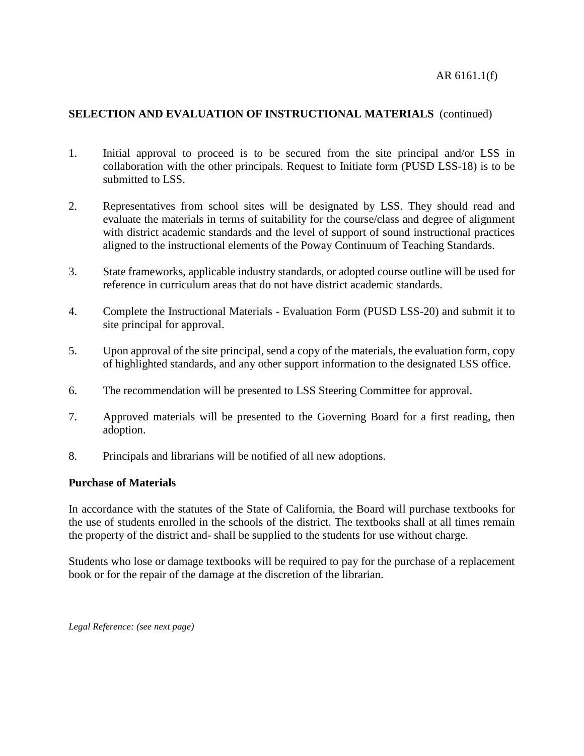## SELECTION AND EVALUATION OF INSTRUCTIONAL MATERIALS (continued)

1. Initial approval to proceed is to be secured from the site principal and/or LSS in collaboration with the other principals. Request to Initiate form (PUSD LSS-18) is to be submitted to LSS.

2. Representatives from school sites will be designated by LSS. They should read and evaluate the materials in terms of suitability for the course/class and degree of alignment with district academic standards and the level of support of sound instructional practices aligned to the instructional elements of the Poway Continuum of Teaching Standards.

3. State frameworks, applicable industry standards, or adopted course outline will be used for reference in curriculum areas that do not have district academic standards.

4. Complete the Instructional Materials - Evaluation Form (PUSD LSS-20) and submit it to site principal for approval.

5. Upon approval of the site principal, send a copy of the materials, the evaluation form, copy of highlighted standards, and any other support information to the designated LSS office.

6. The recommendation will be presented to LSS Steering Committee for approval.

7. Approved materials will be presented to the Governing Board for a first reading, then adoption.

8. Principals and librarians will be notified of all new adoptions.

### Purchase of Materials

In accordance with the statutes of the State of California, the Board will purchase textbooks for the use of students enrolled in the schools of the district. The textbooks shall at all times remain the property of the district and- shall be supplied to the students for use without charge.

Students who lose or damage textbooks will be required to pay for the purchase of a replacement book or for the repair of the damage at the discretion of the librarian.

*Legal Reference: (see next page)*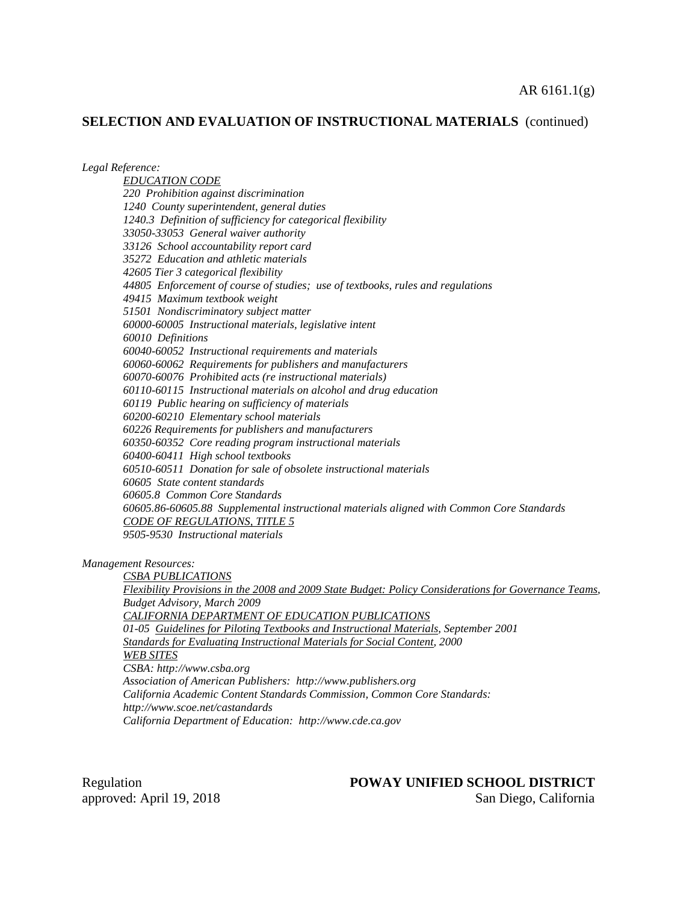**SELECTION AND EVALUATION OF INSTRUCTIONAL MATERIALS** (continued)

*Legal Reference:*

*EDUCATION CODE*
*220 Prohibition against discrimination*
*1240 County superintendent, general duties*
*1240.3 Definition of sufficiency for categorical flexibility*
*33050-33053 General waiver authority*
*33126 School accountability report card*
*35272 Education and athletic materials*
*42605 Tier 3 categorical flexibility*
*44805 Enforcement of course of studies; use of textbooks, rules and regulations*
*49415 Maximum textbook weight*
*51501 Nondiscriminatory subject matter*
*60000-60005 Instructional materials, legislative intent*
*60010 Definitions*
*60040-60052 Instructional requirements and materials*
*60060-60062 Requirements for publishers and manufacturers*
*60070-60076 Prohibited acts (re instructional materials)*
*60110-60115 Instructional materials on alcohol and drug education*
*60119 Public hearing on sufficiency of materials*
*60200-60210 Elementary school materials*
*60226 Requirements for publishers and manufacturers*
*60350-60352 Core reading program instructional materials*
*60400-60411 High school textbooks*
*60510-60511 Donation for sale of obsolete instructional materials*
*60605 State content standards*
*60605.8 Common Core Standards*
*60605.86-60605.88 Supplemental instructional materials aligned with Common Core Standards*
*CODE OF REGULATIONS, TITLE 5*
*9505-9530 Instructional materials*

*Management Resources:*

*CSBA PUBLICATIONS*
*Flexibility Provisions in the 2008 and 2009 State Budget: Policy Considerations for Governance Teams, Budget Advisory, March 2009*
*CALIFORNIA DEPARTMENT OF EDUCATION PUBLICATIONS*
*01-05 Guidelines for Piloting Textbooks and Instructional Materials, September 2001*
*Standards for Evaluating Instructional Materials for Social Content, 2000*
*WEB SITES*
*CSBA: http://www.csba.org*
*Association of American Publishers: http://www.publishers.org*
*California Academic Content Standards Commission, Common Core Standards: http://www.scoe.net/castandards*
*California Department of Education: http://www.cde.ca.gov*

Regulation
approved: April 19, 2018

**POWAY UNIFIED SCHOOL DISTRICT**
San Diego, California